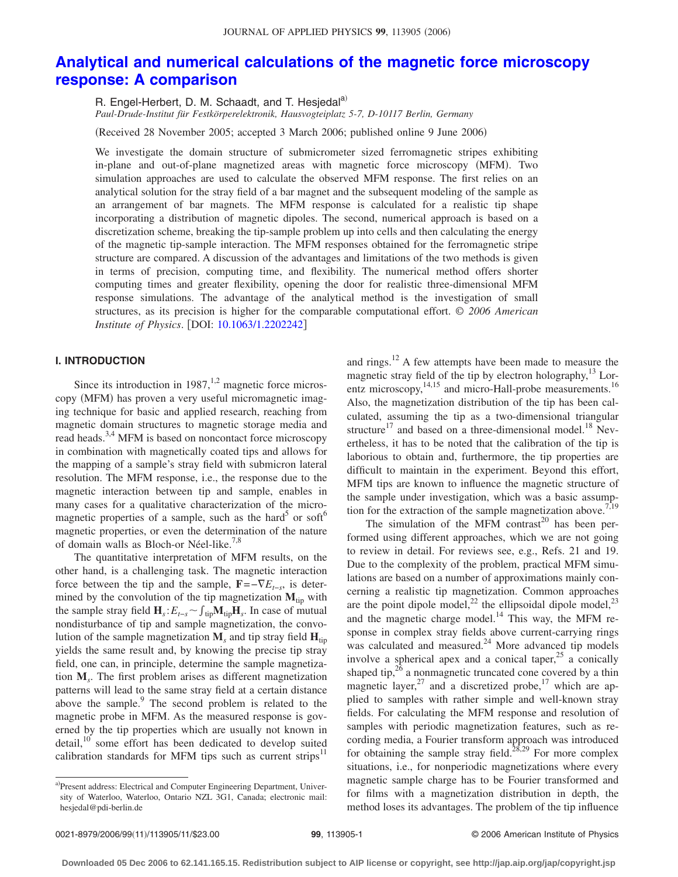# Analytical and numerical calculations of the magnetic force microscopy response: A comparison

R. Engel-Herbert, D. M. Schaadt, and T. Hesjedal[a)]

*Paul-Drude-Institut für Festkörperelektronik, Hausvogteiplatz 5-7, D-10117 Berlin, Germany*

(Received 28 November 2005; accepted 3 March 2006; published online 9 June 2006)

We investigate the domain structure of submicrometer sized ferromagnetic stripes exhibiting in-plane and out-of-plane magnetized areas with magnetic force microscopy (MFM). Two simulation approaches are used to calculate the observed MFM response. The first relies on an analytical solution for the stray field of a bar magnet and the subsequent modeling of the sample as an arrangement of bar magnets. The MFM response is calculated for a realistic tip shape incorporating a distribution of magnetic dipoles. The second, numerical approach is based on a discretization scheme, breaking the tip-sample problem up into cells and then calculating the energy of the magnetic tip-sample interaction. The MFM responses obtained for the ferromagnetic stripe structure are compared. A discussion of the advantages and limitations of the two methods is given in terms of precision, computing time, and flexibility. The numerical method offers shorter computing times and greater flexibility, opening the door for realistic three-dimensional MFM response simulations. The advantage of the analytical method is the investigation of small structures, as its precision is higher for the comparable computational effort. © *2006 American Institute of Physics*. [DOI: 10.1063/1.2202242]

## I. INTRODUCTION

Since its introduction in 1987,[1,2] magnetic force microscopy (MFM) has proven a very useful micromagnetic imaging technique for basic and applied research, reaching from magnetic domain structures to magnetic storage media and read heads.[3,4] MFM is based on noncontact force microscopy in combination with magnetically coated tips and allows for the mapping of a sample's stray field with submicron lateral resolution. The MFM response, i.e., the response due to the magnetic interaction between tip and sample, enables in many cases for a qualitative characterization of the micromagnetic properties of a sample, such as the hard[5] or soft[6] magnetic properties, or even the determination of the nature of domain walls as Bloch-or Néel-like.[7,8]

The quantitative interpretation of MFM results, on the other hand, is a challenging task. The magnetic interaction force between the tip and the sample, $\mathbf{F}=-\nabla E_{t-s}$, is determined by the convolution of the tip magnetization $\mathbf{M}_{\text{tip}}$ with the sample stray field $\mathbf{H}_s$: $E_{t-s} \sim \int_{\text{tip}} \mathbf{M}_{\text{tip}} \mathbf{H}_s$. In case of mutual nondisturbance of tip and sample magnetization, the convolution of the sample magnetization $\mathbf{M}_s$ and tip stray field $\mathbf{H}_{\text{tip}}$ yields the same result and, by knowing the precise tip stray field, one can, in principle, determine the sample magnetization $\mathbf{M}_s$. The first problem arises as different magnetization patterns will lead to the same stray field at a certain distance above the sample.[9] The second problem is related to the magnetic probe in MFM. As the measured response is governed by the tip properties which are usually not known in detail,[10] some effort has been dedicated to develop suited calibration standards for MFM tips such as current strips[11] and rings.[12] A few attempts have been made to measure the magnetic stray field of the tip by electron holography,[13] Lorentz microscopy,[14,15] and micro-Hall-probe measurements.[16] Also, the magnetization distribution of the tip has been calculated, assuming the tip as a two-dimensional triangular structure[17] and based on a three-dimensional model.[18] Nevertheless, it has to be noted that the calibration of the tip is laborious to obtain and, furthermore, the tip properties are difficult to maintain in the experiment. Beyond this effort, MFM tips are known to influence the magnetic structure of the sample under investigation, which was a basic assumption for the extraction of the sample magnetization above.[7,19]

The simulation of the MFM contrast[20] has been performed using different approaches, which we are not going to review in detail. For reviews see, e.g., Refs. 21 and 19. Due to the complexity of the problem, practical MFM simulations are based on a number of approximations mainly concerning a realistic tip magnetization. Common approaches are the point dipole model,[22] the ellipsoidal dipole model,[23] and the magnetic charge model.[14] This way, the MFM response in complex stray fields above current-carrying rings was calculated and measured.[24] More advanced tip models involve a spherical apex and a conical taper,[25] a conically shaped tip,[26] a nonmagnetic truncated cone covered by a thin magnetic layer,[27] and a discretized probe,[17] which are applied to samples with rather simple and well-known stray fields. For calculating the MFM response and resolution of samples with periodic magnetization features, such as recording media, a Fourier transform approach was introduced for obtaining the sample stray field.[28,29] For more complex situations, i.e., for nonperiodic magnetizations where every magnetic sample charge has to be Fourier transformed and for films with a magnetization distribution in depth, the method loses its advantages. The problem of the tip influence

---

[a)]Present address: Electrical and Computer Engineering Department, University of Waterloo, Waterloo, Ontario NZL 3G1, Canada; electronic mail: hesjedal@pdi-berlin.de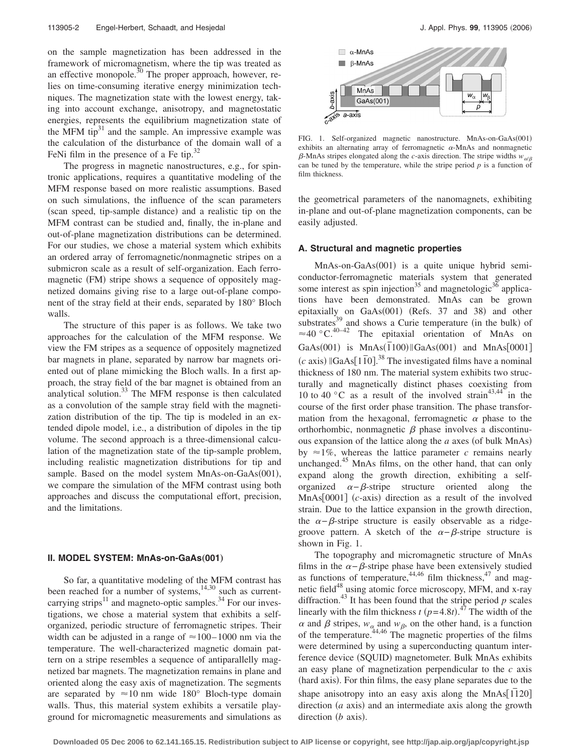on the sample magnetization has been addressed in the framework of micromagnetism, where the tip was treated as an effective monopole.[30] The proper approach, however, relies on time-consuming iterative energy minimization techniques. The magnetization state with the lowest energy, taking into account exchange, anisotropy, and magnetostatic energies, represents the equilibrium magnetization state of the MFM tip[31] and the sample. An impressive example was the calculation of the disturbance of the domain wall of a FeNi film in the presence of a Fe tip.[32]

The progress in magnetic nanostructures, e.g., for spintronic applications, requires a quantitative modeling of the MFM response based on more realistic assumptions. Based on such simulations, the influence of the scan parameters (scan speed, tip-sample distance) and a realistic tip on the MFM contrast can be studied and, finally, the in-plane and out-of-plane magnetization distributions can be determined. For our studies, we chose a material system which exhibits an ordered array of ferromagnetic/nonmagnetic stripes on a submicron scale as a result of self-organization. Each ferromagnetic (FM) stripe shows a sequence of oppositely magnetized domains giving rise to a large out-of-plane component of the stray field at their ends, separated by 180° Bloch walls.

The structure of this paper is as follows. We take two approaches for the calculation of the MFM response. We view the FM stripes as a sequence of oppositely magnetized bar magnets in plane, separated by narrow bar magnets oriented out of plane mimicking the Bloch walls. In a first approach, the stray field of the bar magnet is obtained from an analytical solution.[33] The MFM response is then calculated as a convolution of the sample stray field with the magnetization distribution of the tip. The tip is modeled in an extended dipole model, i.e., a distribution of dipoles in the tip volume. The second approach is a three-dimensional calculation of the magnetization state of the tip-sample problem, including realistic magnetization distributions for tip and sample. Based on the model system MnAs-on-GaAs(001), we compare the simulation of the MFM contrast using both approaches and discuss the computational effort, precision, and the limitations.

## II. MODEL SYSTEM: MnAs-on-GaAs(001)

So far, a quantitative modeling of the MFM contrast has been reached for a number of systems,[14,30] such as current-carrying strips[11] and magneto-optic samples.[34] For our investigations, we chose a material system that exhibits a self-organized, periodic structure of ferromagnetic stripes. Their width can be adjusted in a range of $\approx$100–1000 nm via the temperature. The well-characterized magnetic domain pattern on a stripe resembles a sequence of antiparallelly magnetized bar magnets. The magnetization remains in plane and oriented along the easy axis of magnetization. The segments are separated by $\approx$10 nm wide 180° Bloch-type domain walls. Thus, this material system exhibits a versatile playground for micromagnetic measurements and simulations as the geometrical parameters of the nanomagnets, exhibiting in-plane and out-of-plane magnetization components, can be easily adjusted.

FIG. 1. Self-organized magnetic nanostructure. MnAs-on-GaAs(001) exhibits an alternating array of ferromagnetic $\alpha$-MnAs and nonmagnetic $\beta$-MnAs stripes elongated along the $c$-axis direction. The stripe widths $w_{\alpha/\beta}$ can be tuned by the temperature, while the stripe period $p$ is a function of film thickness.

### A. Structural and magnetic properties

MnAs-on-GaAs(001) is a quite unique hybrid semiconductor-ferromagnetic materials system that generated some interest as spin injection[35] and magnetologic[36] applications have been demonstrated. MnAs can be grown epitaxially on GaAs(001) (Refs. 37 and 38) and other substrates[39] and shows a Curie temperature (in the bulk) of $\approx$40 °C.[40–42] The epitaxial orientation of MnAs on GaAs(001) is MnAs($\bar{1}$100)‖GaAs(001) and MnAs[0001] ($c$ axis) ‖GaAs[1$\bar{1}$0].[38] The investigated films have a nominal thickness of 180 nm. The material system exhibits two structurally and magnetically distinct phases coexisting from 10 to 40 °C as a result of the involved strain[43,44] in the course of the first order phase transition. The phase transformation from the hexagonal, ferromagnetic $\alpha$ phase to the orthorhombic, nonmagnetic $\beta$ phase involves a discontinuous expansion of the lattice along the $a$ axes (of bulk MnAs) by $\approx$1%, whereas the lattice parameter $c$ remains nearly unchanged.[45] MnAs films, on the other hand, that can only expand along the growth direction, exhibiting a self-organized $\alpha-\beta$-stripe structure oriented along the MnAs[0001] ($c$-axis) direction as a result of the involved strain. Due to the lattice expansion in the growth direction, the $\alpha-\beta$-stripe structure is easily observable as a ridge-groove pattern. A sketch of the $\alpha-\beta$-stripe structure is shown in Fig. 1.

The topography and micromagnetic structure of MnAs films in the $\alpha-\beta$-stripe phase have been extensively studied as functions of temperature,[44,46] film thickness,[47] and magnetic field[48] using atomic force microscopy, MFM, and x-ray diffraction.[43] It has been found that the stripe period $p$ scales linearly with the film thickness $t$ ($p=4.8t$).[47] The width of the $\alpha$ and $\beta$ stripes, $w_\alpha$ and $w_\beta$, on the other hand, is a function of the temperature.[44,46] The magnetic properties of the films were determined by using a superconducting quantum interference device (SQUID) magnetometer. Bulk MnAs exhibits an easy plane of magnetization perpendicular to the $c$ axis (hard axis). For thin films, the easy plane separates due to the shape anisotropy into an easy axis along the MnAs[$\bar{1}$120] direction ($a$ axis) and an intermediate axis along the growth direction ($b$ axis).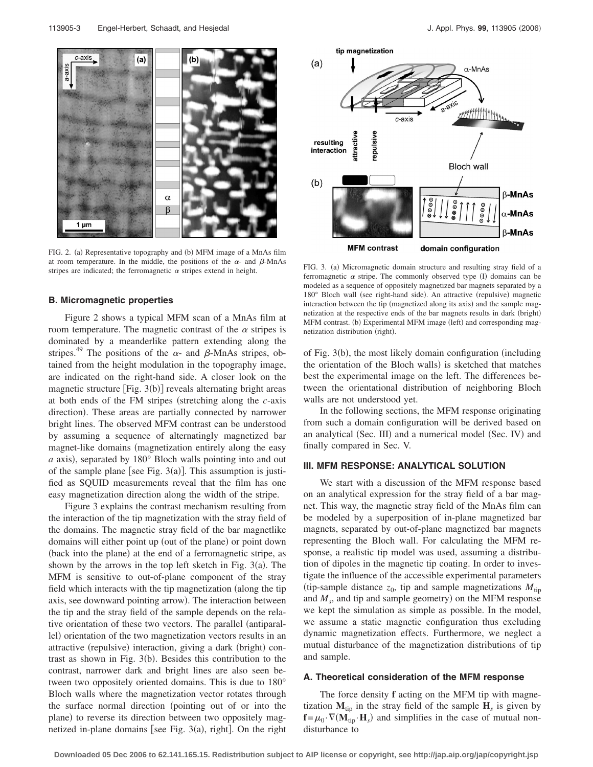FIG. 2. (a) Representative topography and (b) MFM image of a MnAs film at room temperature. In the middle, the positions of the $\alpha$- and $\beta$-MnAs stripes are indicated; the ferromagnetic $\alpha$ stripes extend in height.

FIG. 3. (a) Micromagnetic domain structure and resulting stray field of a ferromagnetic $\alpha$ stripe. The commonly observed type (I) domains can be modeled as a sequence of oppositely magnetized bar magnets separated by a 180° Bloch wall (see right-hand side). An attractive (repulsive) magnetic interaction between the tip (magnetized along its axis) and the sample magnetization at the respective ends of the bar magnets results in dark (bright) MFM contrast. (b) Experimental MFM image (left) and corresponding magnetization distribution (right).

### B. Micromagnetic properties

Figure 2 shows a typical MFM scan of a MnAs film at room temperature. The magnetic contrast of the $\alpha$ stripes is dominated by a meanderlike pattern extending along the stripes.[49] The positions of the $\alpha$- and $\beta$-MnAs stripes, obtained from the height modulation in the topography image, are indicated on the right-hand side. A closer look on the magnetic structure [Fig. 3(b)] reveals alternating bright areas at both ends of the FM stripes (stretching along the $c$-axis direction). These areas are partially connected by narrower bright lines. The observed MFM contrast can be understood by assuming a sequence of alternatingly magnetized bar magnet-like domains (magnetization entirely along the easy $a$ axis), separated by 180° Bloch walls pointing into and out of the sample plane [see Fig. 3(a)]. This assumption is justified as SQUID measurements reveal that the film has one easy magnetization direction along the width of the stripe.

Figure 3 explains the contrast mechanism resulting from the interaction of the tip magnetization with the stray field of the domains. The magnetic stray field of the bar magnetlike domains will either point up (out of the plane) or point down (back into the plane) at the end of a ferromagnetic stripe, as shown by the arrows in the top left sketch in Fig. 3(a). The MFM is sensitive to out-of-plane component of the stray field which interacts with the tip magnetization (along the tip axis, see downward pointing arrow). The interaction between the tip and the stray field of the sample depends on the relative orientation of these two vectors. The parallel (antiparallel) orientation of the two magnetization vectors results in an attractive (repulsive) interaction, giving a dark (bright) contrast as shown in Fig. 3(b). Besides this contribution to the contrast, narrower dark and bright lines are also seen between two oppositely oriented domains. This is due to 180° Bloch walls where the magnetization vector rotates through the surface normal direction (pointing out of or into the plane) to reverse its direction between two oppositely magnetized in-plane domains [see Fig. 3(a), right]. On the right of Fig. 3(b), the most likely domain configuration (including the orientation of the Bloch walls) is sketched that matches best the experimental image on the left. The differences between the orientational distribution of neighboring Bloch walls are not understood yet.

In the following sections, the MFM response originating from such a domain configuration will be derived based on an analytical (Sec. III) and a numerical model (Sec. IV) and finally compared in Sec. V.

## III. MFM RESPONSE: ANALYTICAL SOLUTION

We start with a discussion of the MFM response based on an analytical expression for the stray field of a bar magnet. This way, the magnetic stray field of the MnAs film can be modeled by a superposition of in-plane magnetized bar magnets, separated by out-of-plane magnetized bar magnets representing the Bloch wall. For calculating the MFM response, a realistic tip model was used, assuming a distribution of dipoles in the magnetic tip coating. In order to investigate the influence of the accessible experimental parameters (tip-sample distance $z_0$, tip and sample magnetizations $M_{\text{tip}}$ and $M_s$, and tip and sample geometry) on the MFM response we kept the simulation as simple as possible. In the model, we assume a static magnetic configuration thus excluding dynamic magnetization effects. Furthermore, we neglect a mutual disturbance of the magnetization distributions of tip and sample.

### A. Theoretical consideration of the MFM response

The force density $\mathbf{f}$ acting on the MFM tip with magnetization $\mathbf{M}_{\text{tip}}$ in the stray field of the sample $\mathbf{H}_s$ is given by $\mathbf{f}=\mu_0\cdot\nabla(\mathbf{M}_{\text{tip}}\cdot\mathbf{H}_s)$ and simplifies in the case of mutual nondisturbance to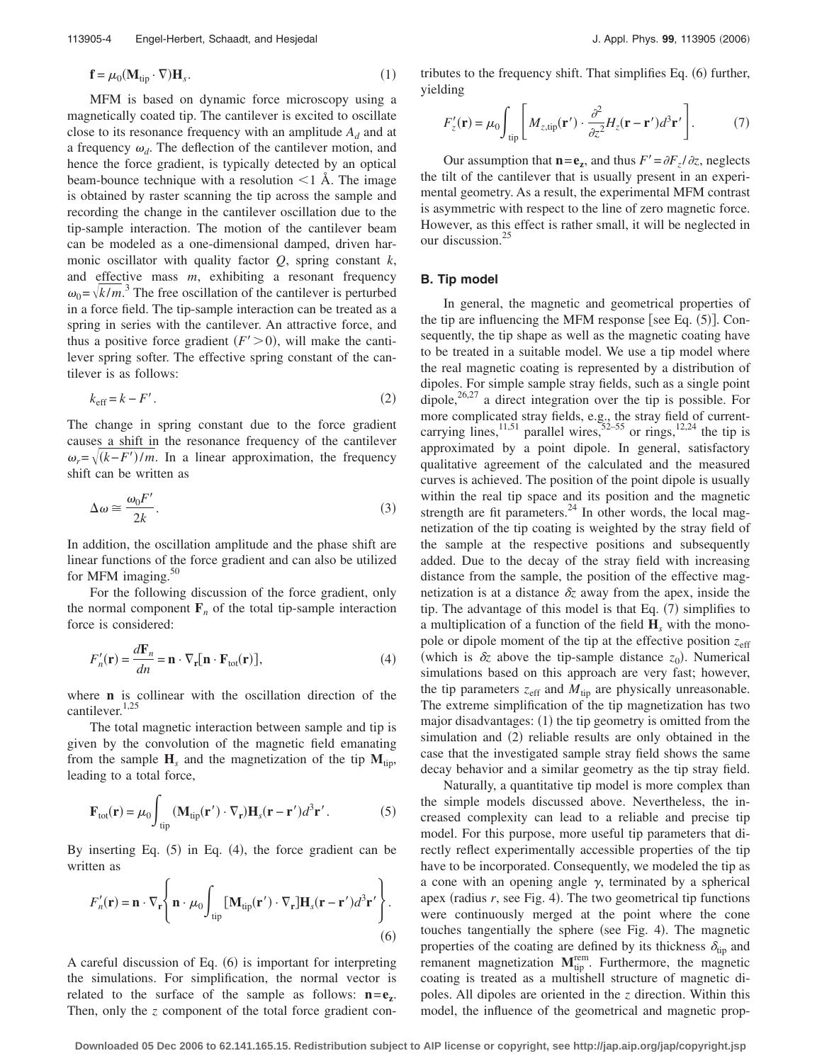$$\mathbf{f} = \mu_0(\mathbf{M}_{\text{tip}} \cdot \nabla)\mathbf{H}_s. \tag{1}$$

MFM is based on dynamic force microscopy using a magnetically coated tip. The cantilever is excited to oscillate close to its resonance frequency with an amplitude $A_d$ and at a frequency $\omega_d$. The deflection of the cantilever motion, and hence the force gradient, is typically detected by an optical beam-bounce technique with a resolution <1 Å. The image is obtained by raster scanning the tip across the sample and recording the change in the cantilever oscillation due to the tip-sample interaction. The motion of the cantilever beam can be modeled as a one-dimensional damped, driven harmonic oscillator with quality factor $Q$, spring constant $k$, and effective mass $m$, exhibiting a resonant frequency $\omega_0 = \sqrt{k/m}$.[3] The free oscillation of the cantilever is perturbed in a force field. The tip-sample interaction can be treated as a spring in series with the cantilever. An attractive force, and thus a positive force gradient ($F' > 0$), will make the cantilever spring softer. The effective spring constant of the cantilever is as follows:

$$k_{\text{eff}} = k - F'. \tag{2}$$

The change in spring constant due to the force gradient causes a shift in the resonance frequency of the cantilever $\omega_r = \sqrt{(k-F')/m}$. In a linear approximation, the frequency shift can be written as

$$\Delta\omega \cong \frac{\omega_0 F'}{2k}. \tag{3}$$

In addition, the oscillation amplitude and the phase shift are linear functions of the force gradient and can also be utilized for MFM imaging.[50]

For the following discussion of the force gradient, only the normal component $\mathbf{F}_n$ of the total tip-sample interaction force is considered:

$$F_n'(\mathbf{r}) = \frac{d\mathbf{F}_n}{dn} = \mathbf{n} \cdot \nabla_{\mathbf{r}}[\mathbf{n} \cdot \mathbf{F}_{\text{tot}}(\mathbf{r})], \tag{4}$$

where $\mathbf{n}$ is collinear with the oscillation direction of the cantilever.[1,25]

The total magnetic interaction between sample and tip is given by the convolution of the magnetic field emanating from the sample $\mathbf{H}_s$ and the magnetization of the tip $\mathbf{M}_{\text{tip}}$, leading to a total force,

$$\mathbf{F}_{\text{tot}}(\mathbf{r}) = \mu_0 \int_{\text{tip}} (\mathbf{M}_{\text{tip}}(\mathbf{r}') \cdot \nabla_{\mathbf{r}})\mathbf{H}_s(\mathbf{r} - \mathbf{r}')d^3\mathbf{r}'. \tag{5}$$

By inserting Eq. (5) in Eq. (4), the force gradient can be written as

$$F_n'(\mathbf{r}) = \mathbf{n} \cdot \nabla_{\mathbf{r}}\left\{\mathbf{n} \cdot \mu_0 \int_{\text{tip}} [\mathbf{M}_{\text{tip}}(\mathbf{r}') \cdot \nabla_{\mathbf{r}}]\mathbf{H}_s(\mathbf{r} - \mathbf{r}')d^3\mathbf{r}'\right\}. \tag{6}$$

A careful discussion of Eq. (6) is important for interpreting the simulations. For simplification, the normal vector is related to the surface of the sample as follows: $\mathbf{n} = \mathbf{e}_z$. Then, only the $z$ component of the total force gradient contributes to the frequency shift. That simplifies Eq. (6) further, yielding

$$F_z'(\mathbf{r}) = \mu_0 \int_{\text{tip}} \left[ M_{z,\text{tip}}(\mathbf{r}') \cdot \frac{\partial^2}{\partial z^2} H_z(\mathbf{r} - \mathbf{r}')d^3\mathbf{r}' \right]. \tag{7}$$

Our assumption that $\mathbf{n} = \mathbf{e}_z$, and thus $F' = \partial F_z / \partial z$, neglects the tilt of the cantilever that is usually present in an experimental geometry. As a result, the experimental MFM contrast is asymmetric with respect to the line of zero magnetic force. However, as this effect is rather small, it will be neglected in our discussion.[25]

### B. Tip model

In general, the magnetic and geometrical properties of the tip are influencing the MFM response [see Eq. (5)]. Consequently, the tip shape as well as the magnetic coating have to be treated in a suitable model. We use a tip model where the real magnetic coating is represented by a distribution of dipoles. For simple sample stray fields, such as a single point dipole,[26,27] a direct integration over the tip is possible. For more complicated stray fields, e.g., the stray field of current-carrying lines,[11,51] parallel wires,[52–55] or rings,[12,24] the tip is approximated by a point dipole. In general, satisfactory qualitative agreement of the calculated and the measured curves is achieved. The position of the point dipole is usually within the real tip space and its position and the magnetic strength are fit parameters.[24] In other words, the local magnetization of the tip coating is weighted by the stray field of the sample at the respective positions and subsequently added. Due to the decay of the stray field with increasing distance from the sample, the position of the effective magnetization is at a distance $\delta z$ away from the apex, inside the tip. The advantage of this model is that Eq. (7) simplifies to a multiplication of a function of the field $\mathbf{H}_s$ with the monopole or dipole moment of the tip at the effective position $z_{\text{eff}}$ (which is $\delta z$ above the tip-sample distance $z_0$). Numerical simulations based on this approach are very fast; however, the tip parameters $z_{\text{eff}}$ and $M_{\text{tip}}$ are physically unreasonable. The extreme simplification of the tip magnetization has two major disadvantages: (1) the tip geometry is omitted from the simulation and (2) reliable results are only obtained in the case that the investigated sample stray field shows the same decay behavior and a similar geometry as the tip stray field.

Naturally, a quantitative tip model is more complex than the simple models discussed above. Nevertheless, the increased complexity can lead to a reliable and precise tip model. For this purpose, more useful tip parameters that directly reflect experimentally accessible properties of the tip have to be incorporated. Consequently, we modeled the tip as a cone with an opening angle $\gamma$, terminated by a spherical apex (radius $r$, see Fig. 4). The two geometrical tip functions were continuously merged at the point where the cone touches tangentially the sphere (see Fig. 4). The magnetic properties of the coating are defined by its thickness $\delta_{\text{tip}}$ and remanent magnetization $\mathbf{M}_{\text{tip}}^{\text{rem}}$. Furthermore, the magnetic coating is treated as a multishell structure of magnetic dipoles. All dipoles are oriented in the $z$ direction. Within this model, the influence of the geometrical and magnetic prop-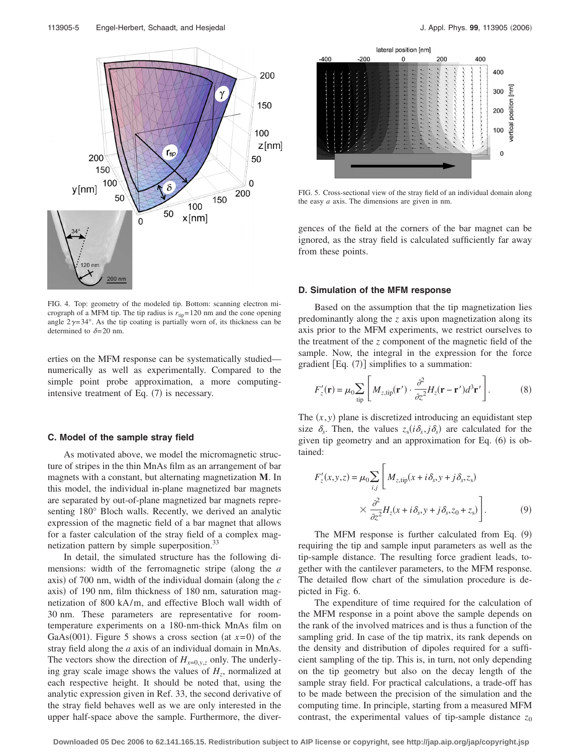FIG. 4. Top: geometry of the modeled tip. Bottom: scanning electron micrograph of a MFM tip. The tip radius is $r_{tip}$=120 nm and the cone opening angle $2\gamma$=34°. As the tip coating is partially worn of, its thickness can be determined to $\delta$=20 nm.

erties on the MFM response can be systematically studied—numerically as well as experimentally. Compared to the simple point probe approximation, a more computing-intensive treatment of Eq. (7) is necessary.

### C. Model of the sample stray field

As motivated above, we model the micromagnetic structure of stripes in the thin MnAs film as an arrangement of bar magnets with a constant, but alternating magnetization **M**. In this model, the individual in-plane magnetized bar magnets are separated by out-of-plane magnetized bar magnets representing 180° Bloch walls. Recently, we derived an analytic expression of the magnetic field of a bar magnet that allows for a faster calculation of the stray field of a complex magnetization pattern by simple superposition.[33]

In detail, the simulated structure has the following dimensions: width of the ferromagnetic stripe (along the *a* axis) of 700 nm, width of the individual domain (along the *c* axis) of 190 nm, film thickness of 180 nm, saturation magnetization of 800 kA/m, and effective Bloch wall width of 30 nm. These parameters are representative for room-temperature experiments on a 180-nm-thick MnAs film on GaAs(001). Figure 5 shows a cross section (at $x$=0) of the stray field along the *a* axis of an individual domain in MnAs. The vectors show the direction of $H_{x=0,y,z}$ only. The underlying gray scale image shows the values of $H_z$, normalized at each respective height. It should be noted that, using the analytic expression given in Ref. 33, the second derivative of the stray field behaves well as we are only interested in the upper half-space above the sample. Furthermore, the divergences of the field at the corners of the bar magnet can be ignored, as the stray field is calculated sufficiently far away from these points.

FIG. 5. Cross-sectional view of the stray field of an individual domain along the easy *a* axis. The dimensions are given in nm.

### D. Simulation of the MFM response

Based on the assumption that the tip magnetization lies predominantly along the *z* axis upon magnetization along its axis prior to the MFM experiments, we restrict ourselves to the treatment of the *z* component of the magnetic field of the sample. Now, the integral in the expression for the force gradient [Eq. (7)] simplifies to a summation:

$$F_z'(\mathbf{r}) = \mu_0 \sum_{\text{tip}} \left[ M_{z,\text{tip}}(\mathbf{r}') \cdot \frac{\partial^2}{\partial z^2} H_z(\mathbf{r}-\mathbf{r}') d^3\mathbf{r}' \right]. \tag{8}$$

The $(x,y)$ plane is discretized introducing an equidistant step size $\delta_s$. Then, the values $z_s(i\delta_s, j\delta_s)$ are calculated for the given tip geometry and an approximation for Eq. (6) is obtained:

$$F_z'(x,y,z) = \mu_0 \sum_{i,j} \left[ M_{z,\text{tip}}(x+i\delta_s, y+j\delta_s, z_s) \times \frac{\partial^2}{\partial z^2} H_z(x+i\delta_s, y+j\delta_s, z_0+z_s) \right]. \tag{9}$$

The MFM response is further calculated from Eq. (9) requiring the tip and sample input parameters as well as the tip-sample distance. The resulting force gradient leads, together with the cantilever parameters, to the MFM response. The detailed flow chart of the simulation procedure is depicted in Fig. 6.

The expenditure of time required for the calculation of the MFM response in a point above the sample depends on the rank of the involved matrices and is thus a function of the sampling grid. In case of the tip matrix, its rank depends on the density and distribution of dipoles required for a sufficient sampling of the tip. This is, in turn, not only depending on the tip geometry but also on the decay length of the sample stray field. For practical calculations, a trade-off has to be made between the precision of the simulation and the computing time. In principle, starting from a measured MFM contrast, the experimental values of tip-sample distance $z_0$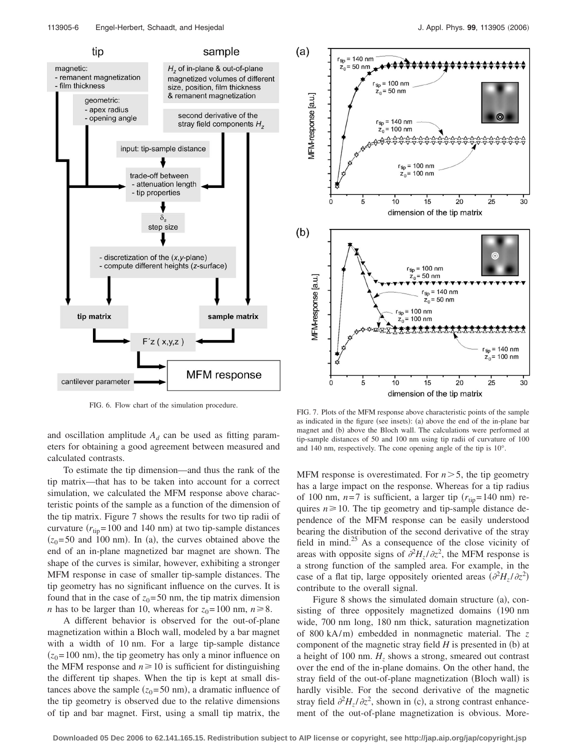FIG. 6. Flow chart of the simulation procedure.

FIG. 7. Plots of the MFM response above characteristic points of the sample as indicated in the figure (see insets): (a) above the end of the in-plane bar magnet and (b) above the Bloch wall. The calculations were performed at tip-sample distances of 50 and 100 nm using tip radii of curvature of 100 and 140 nm, respectively. The cone opening angle of the tip is 10°.

and oscillation amplitude $A_d$ can be used as fitting parameters for obtaining a good agreement between measured and calculated contrasts.

To estimate the tip dimension—and thus the rank of the tip matrix—that has to be taken into account for a correct simulation, we calculated the MFM response above characteristic points of the sample as a function of the dimension of the tip matrix. Figure 7 shows the results for two tip radii of curvature ($r_{\text{tip}}=100$ and 140 nm) at two tip-sample distances ($z_0=50$ and 100 nm). In (a), the curves obtained above the end of an in-plane magnetized bar magnet are shown. The shape of the curves is similar, however, exhibiting a stronger MFM response in case of smaller tip-sample distances. The tip geometry has no significant influence on the curves. It is found that in the case of $z_0=50$ nm, the tip matrix dimension $n$ has to be larger than 10, whereas for $z_0=100$ nm, $n \geq 8$.

A different behavior is observed for the out-of-plane magnetization within a Bloch wall, modeled by a bar magnet with a width of 10 nm. For a large tip-sample distance ($z_0=100$ nm), the tip geometry has only a minor influence on the MFM response and $n \geq 10$ is sufficient for distinguishing the different tip shapes. When the tip is kept at small distances above the sample ($z_0=50$ nm), a dramatic influence of the tip geometry is observed due to the relative dimensions of tip and bar magnet. First, using a small tip matrix, the MFM response is overestimated. For $n>5$, the tip geometry has a large impact on the response. Whereas for a tip radius of 100 nm, $n=7$ is sufficient, a larger tip ($r_{\text{tip}}=140$ nm) requires $n \geq 10$. The tip geometry and tip-sample distance dependence of the MFM response can be easily understood bearing the distribution of the second derivative of the stray field in mind.[25] As a consequence of the close vicinity of areas with opposite signs of $\partial^2 H_z/\partial z^2$, the MFM response is a strong function of the sampled area. For example, in the case of a flat tip, large oppositely oriented areas ($\partial^2 H_z/\partial z^2$) contribute to the overall signal.

Figure 8 shows the simulated domain structure (a), consisting of three oppositely magnetized domains (190 nm wide, 700 nm long, 180 nm thick, saturation magnetization of 800 kA/m) embedded in nonmagnetic material. The $z$ component of the magnetic stray field $H$ is presented in (b) at a height of 100 nm. $H_z$ shows a strong, smeared out contrast over the end of the in-plane domains. On the other hand, the stray field of the out-of-plane magnetization (Bloch wall) is hardly visible. For the second derivative of the magnetic stray field $\partial^2 H_z/\partial z^2$, shown in (c), a strong contrast enhancement of the out-of-plane magnetization is obvious. More-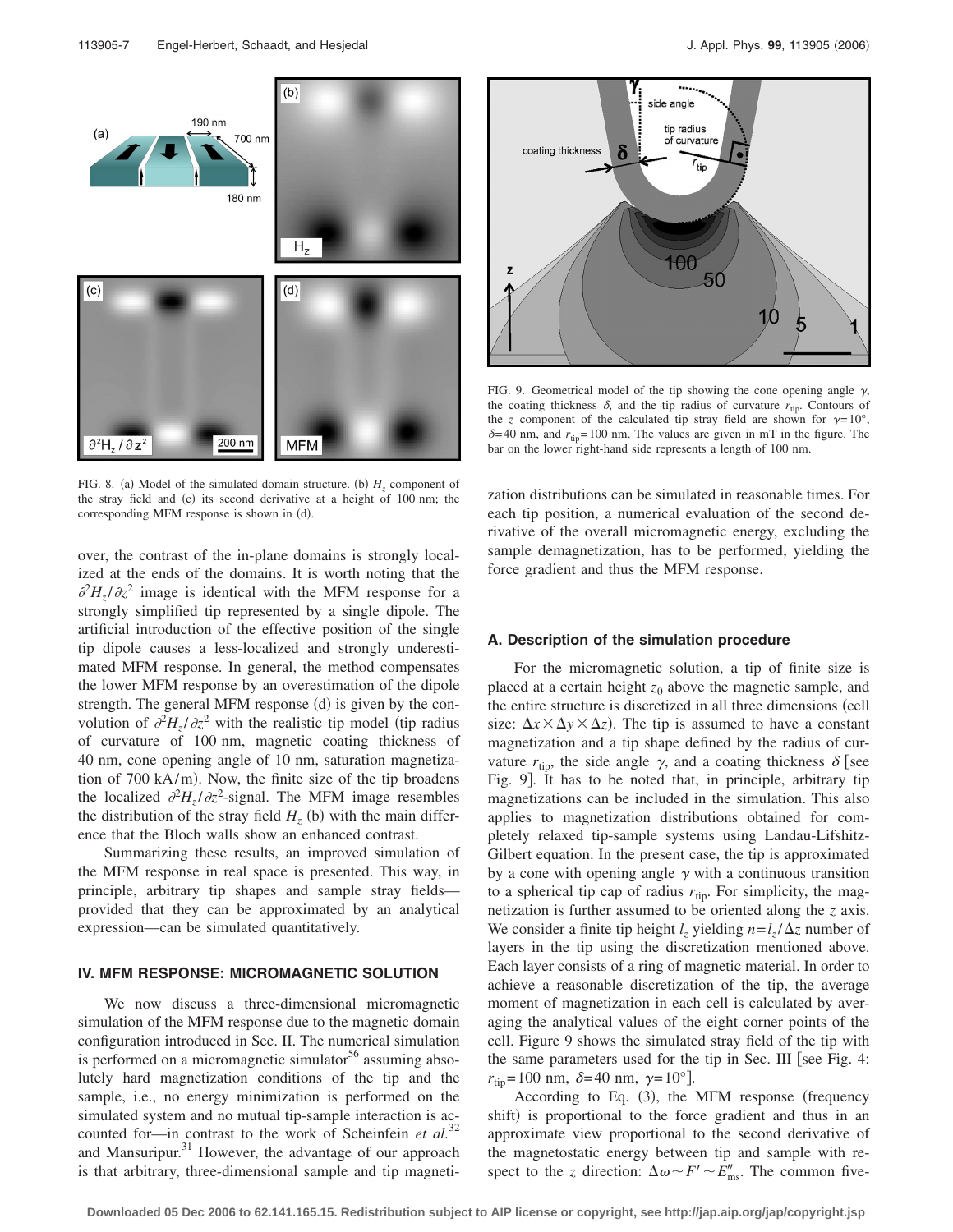FIG. 8. (a) Model of the simulated domain structure. (b) $H_z$ component of the stray field and (c) its second derivative at a height of 100 nm; the corresponding MFM response is shown in (d).

FIG. 9. Geometrical model of the tip showing the cone opening angle $\gamma$, the coating thickness $\delta$, and the tip radius of curvature $r_{tip}$. Contours of the $z$ component of the calculated tip stray field are shown for $\gamma=10°$, $\delta=40$ nm, and $r_{tip}=100$ nm. The values are given in mT in the figure. The bar on the lower right-hand side represents a length of 100 nm.

over, the contrast of the in-plane domains is strongly localized at the ends of the domains. It is worth noting that the $\partial^2 H_z/\partial z^2$ image is identical with the MFM response for a strongly simplified tip represented by a single dipole. The artificial introduction of the effective position of the single tip dipole causes a less-localized and strongly underestimated MFM response. In general, the method compensates the lower MFM response by an overestimation of the dipole strength. The general MFM response (d) is given by the convolution of $\partial^2 H_z/\partial z^2$ with the realistic tip model (tip radius of curvature of 100 nm, magnetic coating thickness of 40 nm, cone opening angle of 10 nm, saturation magnetization of 700 kA/m). Now, the finite size of the tip broadens the localized $\partial^2 H_z/\partial z^2$-signal. The MFM image resembles the distribution of the stray field $H_z$ (b) with the main difference that the Bloch walls show an enhanced contrast.

Summarizing these results, an improved simulation of the MFM response in real space is presented. This way, in principle, arbitrary tip shapes and sample stray fields—provided that they can be approximated by an analytical expression—can be simulated quantitatively.

## IV. MFM RESPONSE: MICROMAGNETIC SOLUTION

We now discuss a three-dimensional micromagnetic simulation of the MFM response due to the magnetic domain configuration introduced in Sec. II. The numerical simulation is performed on a micromagnetic simulator[56] assuming absolutely hard magnetization conditions of the tip and the sample, i.e., no energy minimization is performed on the simulated system and no mutual tip-sample interaction is accounted for—in contrast to the work of Scheinfein *et al.*[32] and Mansuripur.[31] However, the advantage of our approach is that arbitrary, three-dimensional sample and tip magnetization distributions can be simulated in reasonable times. For each tip position, a numerical evaluation of the second derivative of the overall micromagnetic energy, excluding the sample demagnetization, has to be performed, yielding the force gradient and thus the MFM response.

### A. Description of the simulation procedure

For the micromagnetic solution, a tip of finite size is placed at a certain height $z_0$ above the magnetic sample, and the entire structure is discretized in all three dimensions (cell size: $\Delta x \times \Delta y \times \Delta z$). The tip is assumed to have a constant magnetization and a tip shape defined by the radius of curvature $r_{tip}$, the side angle $\gamma$, and a coating thickness $\delta$ [see Fig. 9]. It has to be noted that, in principle, arbitrary tip magnetizations can be included in the simulation. This also applies to magnetization distributions obtained for completely relaxed tip-sample systems using Landau-Lifshitz-Gilbert equation. In the present case, the tip is approximated by a cone with opening angle $\gamma$ with a continuous transition to a spherical tip cap of radius $r_{tip}$. For simplicity, the magnetization is further assumed to be oriented along the $z$ axis. We consider a finite tip height $l_z$ yielding $n=l_z/\Delta z$ number of layers in the tip using the discretization mentioned above. Each layer consists of a ring of magnetic material. In order to achieve a reasonable discretization of the tip, the average moment of magnetization in each cell is calculated by averaging the analytical values of the eight corner points of the cell. Figure 9 shows the simulated stray field of the tip with the same parameters used for the tip in Sec. III [see Fig. 4: $r_{tip}=100$ nm, $\delta=40$ nm, $\gamma=10°$].

According to Eq. (3), the MFM response (frequency shift) is proportional to the force gradient and thus in an approximate view proportional to the second derivative of the magnetostatic energy between tip and sample with respect to the $z$ direction: $\Delta\omega \sim F' \sim E''_{ms}$. The common five-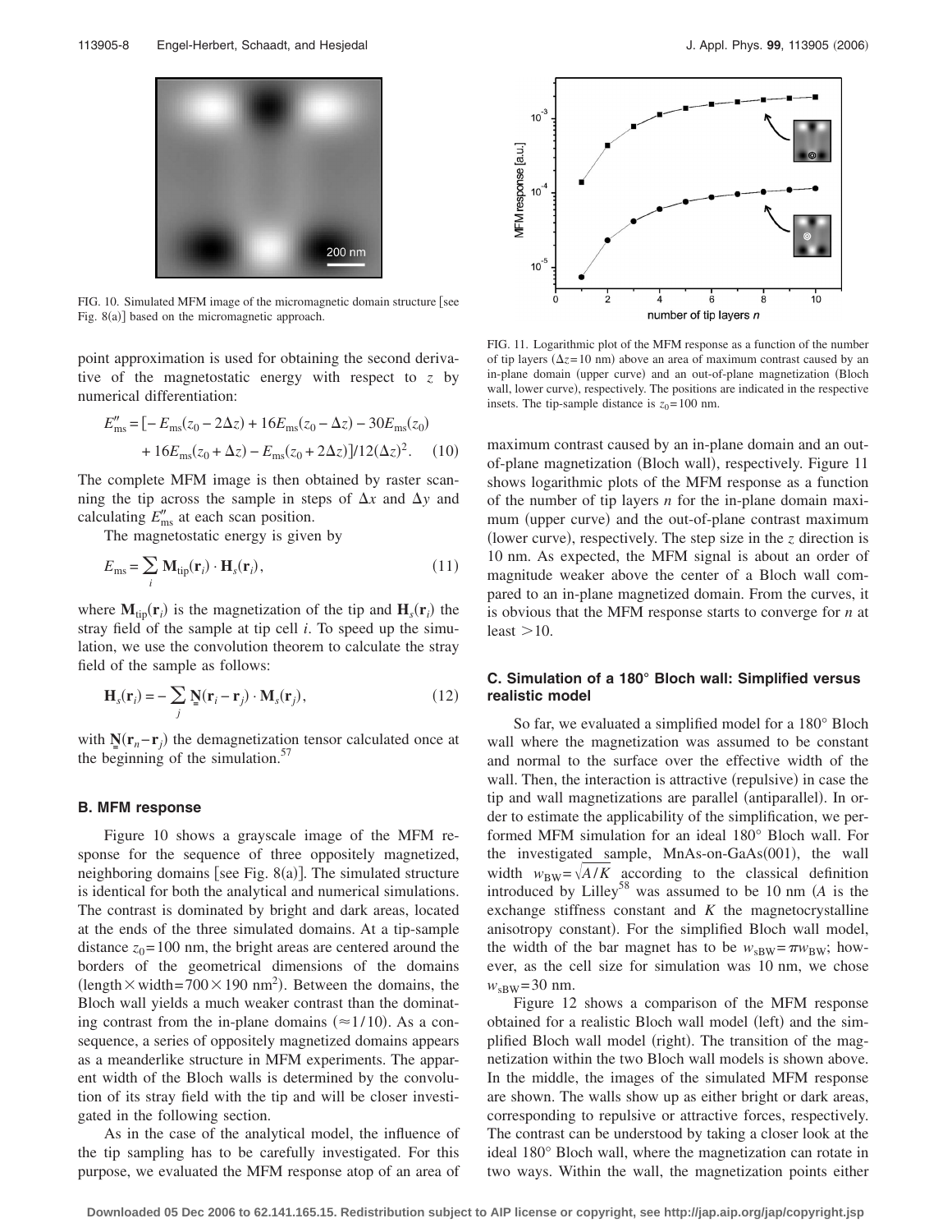FIG. 10. Simulated MFM image of the micromagnetic domain structure [see Fig. 8(a)] based on the micromagnetic approach.

point approximation is used for obtaining the second derivative of the magnetostatic energy with respect to $z$ by numerical differentiation:

$$E''_{\mathrm{ms}} = [-E_{\mathrm{ms}}(z_0 - 2\Delta z) + 16E_{\mathrm{ms}}(z_0 - \Delta z) - 30E_{\mathrm{ms}}(z_0) + 16E_{\mathrm{ms}}(z_0 + \Delta z) - E_{\mathrm{ms}}(z_0 + 2\Delta z)]/12(\Delta z)^2. \quad (10)$$

The complete MFM image is then obtained by raster scanning the tip across the sample in steps of $\Delta x$ and $\Delta y$ and calculating $E''_{\mathrm{ms}}$ at each scan position.

The magnetostatic energy is given by

$$E_{\mathrm{ms}} = \sum_i \mathbf{M}_{\mathrm{tip}}(\mathbf{r}_i) \cdot \mathbf{H}_s(\mathbf{r}_i), \quad (11)$$

where $\mathbf{M}_{\mathrm{tip}}(\mathbf{r}_i)$ is the magnetization of the tip and $\mathbf{H}_s(\mathbf{r}_i)$ the stray field of the sample at tip cell $i$. To speed up the simulation, we use the convolution theorem to calculate the stray field of the sample as follows:

$$\mathbf{H}_s(\mathbf{r}_i) = -\sum_j \underline{\underline{\mathbf{N}}}(\mathbf{r}_i - \mathbf{r}_j) \cdot \mathbf{M}_s(\mathbf{r}_j), \quad (12)$$

with $\underline{\underline{\mathbf{N}}}(\mathbf{r}_n - \mathbf{r}_j)$ the demagnetization tensor calculated once at the beginning of the simulation.[57]

### B. MFM response

Figure 10 shows a grayscale image of the MFM response for the sequence of three oppositely magnetized, neighboring domains [see Fig. 8(a)]. The simulated structure is identical for both the analytical and numerical simulations. The contrast is dominated by bright and dark areas, located at the ends of the three simulated domains. At a tip-sample distance $z_0 = 100$ nm, the bright areas are centered around the borders of the geometrical dimensions of the domains (length × width = $700 \times 190$ nm$^2$). Between the domains, the Bloch wall yields a much weaker contrast than the dominating contrast from the in-plane domains ($\approx 1/10$). As a consequence, a series of oppositely magnetized domains appears as a meanderlike structure in MFM experiments. The apparent width of the Bloch walls is determined by the convolution of its stray field with the tip and will be closer investigated in the following section.

As in the case of the analytical model, the influence of the tip sampling has to be carefully investigated. For this purpose, we evaluated the MFM response atop of an area of maximum contrast caused by an in-plane domain and an out-of-plane magnetization (Bloch wall), respectively. Figure 11 shows logarithmic plots of the MFM response as a function of the number of tip layers $n$ for the in-plane domain maximum (upper curve) and the out-of-plane contrast maximum (lower curve), respectively. The step size in the $z$ direction is 10 nm. As expected, the MFM signal is about an order of magnitude weaker above the center of a Bloch wall compared to an in-plane magnetized domain. From the curves, it is obvious that the MFM response starts to converge for $n$ at least $> 10$.

FIG. 11. Logarithmic plot of the MFM response as a function of the number of tip layers ($\Delta z = 10$ nm) above an area of maximum contrast caused by an in-plane domain (upper curve) and an out-of-plane magnetization (Bloch wall, lower curve), respectively. The positions are indicated in the respective insets. The tip-sample distance is $z_0 = 100$ nm.

### C. Simulation of a 180° Bloch wall: Simplified versus realistic model

So far, we evaluated a simplified model for a 180° Bloch wall where the magnetization was assumed to be constant and normal to the surface over the effective width of the wall. Then, the interaction is attractive (repulsive) in case the tip and wall magnetizations are parallel (antiparallel). In order to estimate the applicability of the simplification, we performed MFM simulation for an ideal 180° Bloch wall. For the investigated sample, MnAs-on-GaAs(001), the wall width $w_{\mathrm{BW}} = \sqrt{A/K}$ according to the classical definition introduced by Lilley[58] was assumed to be 10 nm ($A$ is the exchange stiffness constant and $K$ the magnetocrystalline anisotropy constant). For the simplified Bloch wall model, the width of the bar magnet has to be $w_{\mathrm{sBW}} = \pi w_{\mathrm{BW}}$; however, as the cell size for simulation was 10 nm, we chose $w_{\mathrm{sBW}} = 30$ nm.

Figure 12 shows a comparison of the MFM response obtained for a realistic Bloch wall model (left) and the simplified Bloch wall model (right). The transition of the magnetization within the two Bloch wall models is shown above. In the middle, the images of the simulated MFM response are shown. The walls show up as either bright or dark areas, corresponding to repulsive or attractive forces, respectively. The contrast can be understood by taking a closer look at the ideal 180° Bloch wall, where the magnetization can rotate in two ways. Within the wall, the magnetization points either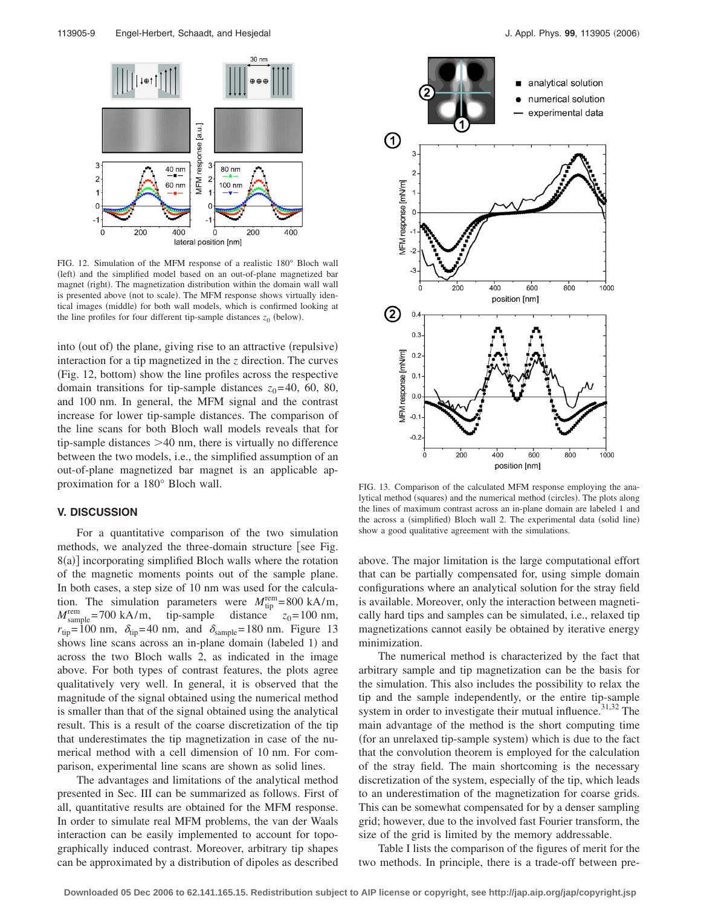FIG. 12. Simulation of the MFM response of a realistic 180° Bloch wall (left) and the simplified model based on an out-of-plane magnetized bar magnet (right). The magnetization distribution within the domain wall wall is presented above (not to scale). The MFM response shows virtually identical images (middle) for both wall models, which is confirmed looking at the line profiles for four different tip-sample distances $z_0$ (below).

into (out of) the plane, giving rise to an attractive (repulsive) interaction for a tip magnetized in the $z$ direction. The curves (Fig. 12, bottom) show the line profiles across the respective domain transitions for tip-sample distances $z_0$=40, 60, 80, and 100 nm. In general, the MFM signal and the contrast increase for lower tip-sample distances. The comparison of the line scans for both Bloch wall models reveals that for tip-sample distances >40 nm, there is virtually no difference between the two models, i.e., the simplified assumption of an out-of-plane magnetized bar magnet is an applicable approximation for a 180° Bloch wall.

## V. DISCUSSION

For a quantitative comparison of the two simulation methods, we analyzed the three-domain structure [see Fig. 8(a)] incorporating simplified Bloch walls where the rotation of the magnetic moments points out of the sample plane. In both cases, a step size of 10 nm was used for the calculation. The simulation parameters were $M_{\text{tip}}^{\text{rem}}$=800 kA/m, $M_{\text{sample}}^{\text{rem}}$=700 kA/m, tip-sample distance $z_0$=100 nm, $r_{\text{tip}}$=100 nm, $\delta_{\text{tip}}$=40 nm, and $\delta_{\text{sample}}$=180 nm. Figure 13 shows line scans across an in-plane domain (labeled 1) and across the two Bloch walls 2, as indicated in the image above. For both types of contrast features, the plots agree qualitatively very well. In general, it is observed that the magnitude of the signal obtained using the numerical method is smaller than that of the signal obtained using the analytical result. This is a result of the coarse discretization of the tip that underestimates the tip magnetization in case of the numerical method with a cell dimension of 10 nm. For comparison, experimental line scans are shown as solid lines.

The advantages and limitations of the analytical method presented in Sec. III can be summarized as follows. First of all, quantitative results are obtained for the MFM response. In order to simulate real MFM problems, the van der Waals interaction can be easily implemented to account for topographically induced contrast. Moreover, arbitrary tip shapes can be approximated by a distribution of dipoles as described above. The major limitation is the large computational effort that can be partially compensated for, using simple domain configurations where an analytical solution for the stray field is available. Moreover, only the interaction between magnetically hard tips and samples can be simulated, i.e., relaxed tip magnetizations cannot easily be obtained by iterative energy minimization.

The numerical method is characterized by the fact that arbitrary sample and tip magnetization can be the basis for the simulation. This also includes the possibility to relax the tip and the sample independently, or the entire tip-sample system in order to investigate their mutual influence.[31,32] The main advantage of the method is the short computing time (for an unrelaxed tip-sample system) which is due to the fact that the convolution theorem is employed for the calculation of the stray field. The main shortcoming is the necessary discretization of the system, especially of the tip, which leads to an underestimation of the magnetization for coarse grids. This can be somewhat compensated for by a denser sampling grid; however, due to the involved fast Fourier transform, the size of the grid is limited by the memory addressable.

Table I lists the comparison of the figures of merit for the two methods. In principle, there is a trade-off between pre-

FIG. 13. Comparison of the calculated MFM response employing the analytical method (squares) and the numerical method (circles). The plots along the lines of maximum contrast across an in-plane domain are labeled 1 and the across a (simplified) Bloch wall 2. The experimental data (solid line) show a good qualitative agreement with the simulations.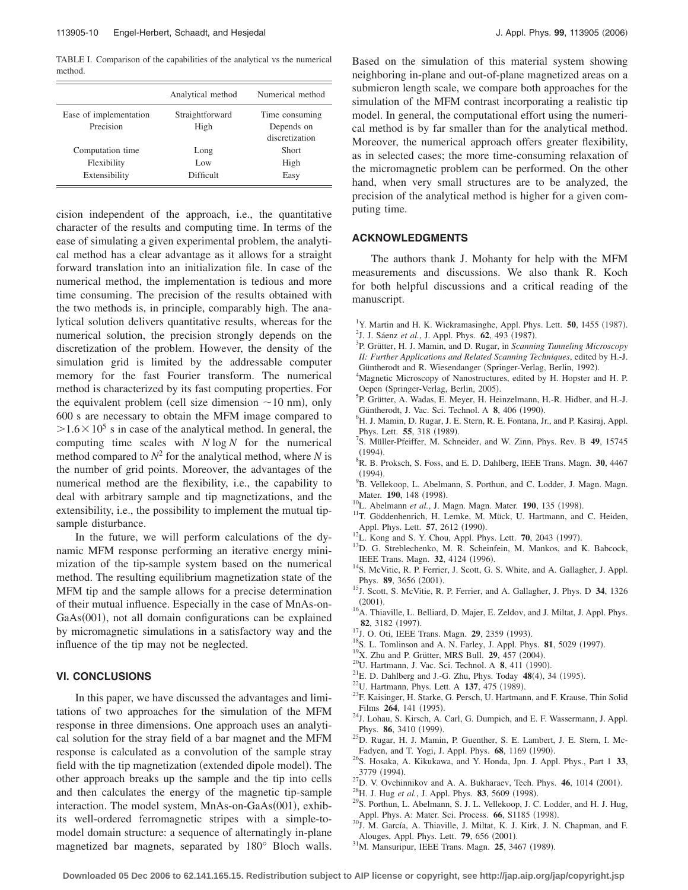TABLE I. Comparison of the capabilities of the analytical vs the numerical method.

| | Analytical method | Numerical method |
|---|---|---|
| Ease of implementation | Straightforward | Time consuming |
| Precision | High | Depends on discretization |
| Computation time | Long | Short |
| Flexibility | Low | High |
| Extensibility | Difficult | Easy |

cision independent of the approach, i.e., the quantitative character of the results and computing time. In terms of the ease of simulating a given experimental problem, the analytical method has a clear advantage as it allows for a straight forward translation into an initialization file. In case of the numerical method, the implementation is tedious and more time consuming. The precision of the results obtained with the two methods is, in principle, comparably high. The analytical solution delivers quantitative results, whereas for the numerical solution, the precision strongly depends on the discretization of the problem. However, the density of the simulation grid is limited by the addressable computer memory for the fast Fourier transform. The numerical method is characterized by its fast computing properties. For the equivalent problem (cell size dimension $\sim 10$ nm), only 600 s are necessary to obtain the MFM image compared to $>1.6\times 10^5$ s in case of the analytical method. In general, the computing time scales with $N \log N$ for the numerical method compared to $N^2$ for the analytical method, where $N$ is the number of grid points. Moreover, the advantages of the numerical method are the flexibility, i.e., the capability to deal with arbitrary sample and tip magnetizations, and the extensibility, i.e., the possibility to implement the mutual tip-sample disturbance.

In the future, we will perform calculations of the dynamic MFM response performing an iterative energy minimization of the tip-sample system based on the numerical method. The resulting equilibrium magnetization state of the MFM tip and the sample allows for a precise determination of their mutual influence. Especially in the case of MnAs-on-GaAs(001), not all domain configurations can be explained by micromagnetic simulations in a satisfactory way and the influence of the tip may not be neglected.

## VI. CONCLUSIONS

In this paper, we have discussed the advantages and limitations of two approaches for the simulation of the MFM response in three dimensions. One approach uses an analytical solution for the stray field of a bar magnet and the MFM response is calculated as a convolution of the sample stray field with the tip magnetization (extended dipole model). The other approach breaks up the sample and the tip into cells and then calculates the energy of the magnetic tip-sample interaction. The model system, MnAs-on-GaAs(001), exhibits well-ordered ferromagnetic stripes with a simple-to-model domain structure: a sequence of alternatingly in-plane magnetized bar magnets, separated by 180° Bloch walls. Based on the simulation of this material system showing neighboring in-plane and out-of-plane magnetized areas on a submicron length scale, we compare both approaches for the simulation of the MFM contrast incorporating a realistic tip model. In general, the computational effort using the numerical method is by far smaller than for the analytical method. Moreover, the numerical approach offers greater flexibility, as in selected cases; the more time-consuming relaxation of the micromagnetic problem can be performed. On the other hand, when very small structures are to be analyzed, the precision of the analytical method is higher for a given computing time.

## ACKNOWLEDGMENTS

The authors thank J. Mohanty for help with the MFM measurements and discussions. We also thank R. Koch for both helpful discussions and a critical reading of the manuscript.

[1] Y. Martin and H. K. Wickramasinghe, Appl. Phys. Lett. **50**, 1455 (1987).
[2] J. J. Sáenz *et al.*, J. Appl. Phys. **62**, 493 (1987).
[3] P. Grütter, H. J. Mamin, and D. Rugar, in *Scanning Tunneling Microscopy II: Further Applications and Related Scanning Techniques*, edited by H.-J. Güntherodt and R. Wiesendanger (Springer-Verlag, Berlin, 1992).
[4] Magnetic Microscopy of Nanostructures, edited by H. Hopster and H. P. Oepen (Springer-Verlag, Berlin, 2005).
[5] P. Grütter, A. Wadas, E. Meyer, H. Heinzelmann, H.-R. Hidber, and H.-J. Güntherodt, J. Vac. Sci. Technol. A **8**, 406 (1990).
[6] H. J. Mamin, D. Rugar, J. E. Stern, R. E. Fontana, Jr., and P. Kasiraj, Appl. Phys. Lett. **55**, 318 (1989).
[7] S. Müller-Pfeiffer, M. Schneider, and W. Zinn, Phys. Rev. B **49**, 15745 (1994).
[8] R. B. Proksch, S. Foss, and E. D. Dahlberg, IEEE Trans. Magn. **30**, 4467 (1994).
[9] B. Vellekoop, L. Abelmann, S. Porthun, and C. Lodder, J. Magn. Magn. Mater. **190**, 148 (1998).
[10] L. Abelmann *et al.*, J. Magn. Magn. Mater. **190**, 135 (1998).
[11] T. Göddenhenrich, H. Lemke, M. Mück, U. Hartmann, and C. Heiden, Appl. Phys. Lett. **57**, 2612 (1990).
[12] L. Kong and S. Y. Chou, Appl. Phys. Lett. **70**, 2043 (1997).
[13] D. G. Streblechenko, M. R. Scheinfein, M. Mankos, and K. Babcock, IEEE Trans. Magn. **32**, 4124 (1996).
[14] S. McVitie, R. P. Ferrier, J. Scott, G. S. White, and A. Gallagher, J. Appl. Phys. **89**, 3656 (2001).
[15] J. Scott, S. McVitie, R. P. Ferrier, and A. Gallagher, J. Phys. D **34**, 1326 (2001).
[16] A. Thiaville, L. Belliard, D. Majer, E. Zeldov, and J. Miltat, J. Appl. Phys. **82**, 3182 (1997).
[17] J. O. Oti, IEEE Trans. Magn. **29**, 2359 (1993).
[18] S. L. Tomlinson and A. N. Farley, J. Appl. Phys. **81**, 5029 (1997).
[19] X. Zhu and P. Grütter, MRS Bull. **29**, 457 (2004).
[20] U. Hartmann, J. Vac. Sci. Technol. A **8**, 411 (1990).
[21] E. D. Dahlberg and J.-G. Zhu, Phys. Today **48**(4), 34 (1995).
[22] U. Hartmann, Phys. Lett. A **137**, 475 (1989).
[23] F. Kaisinger, H. Starke, G. Persch, U. Hartmann, and F. Krause, Thin Solid Films **264**, 141 (1995).
[24] J. Lohau, S. Kirsch, A. Carl, G. Dumpich, and E. F. Wassermann, J. Appl. Phys. **86**, 3410 (1999).
[25] D. Rugar, H. J. Mamin, P. Guenther, S. E. Lambert, J. E. Stern, I. McFadyen, and T. Yogi, J. Appl. Phys. **68**, 1169 (1990).
[26] S. Hosaka, A. Kikukawa, and Y. Honda, Jpn. J. Appl. Phys., Part 1 **33**, 3779 (1994).
[27] D. V. Ovchinnikov and A. A. Bukharaev, Tech. Phys. **46**, 1014 (2001).
[28] H. J. Hug *et al.*, J. Appl. Phys. **83**, 5609 (1998).
[29] S. Porthun, L. Abelmann, S. J. L. Vellekoop, J. C. Lodder, and H. J. Hug, Appl. Phys. A: Mater. Sci. Process. **66**, S1185 (1998).
[30] J. M. García, A. Thiaville, J. Miltat, K. J. Kirk, J. N. Chapman, and F. Alouges, Appl. Phys. Lett. **79**, 656 (2001).
[31] M. Mansuripur, IEEE Trans. Magn. **25**, 3467 (1989).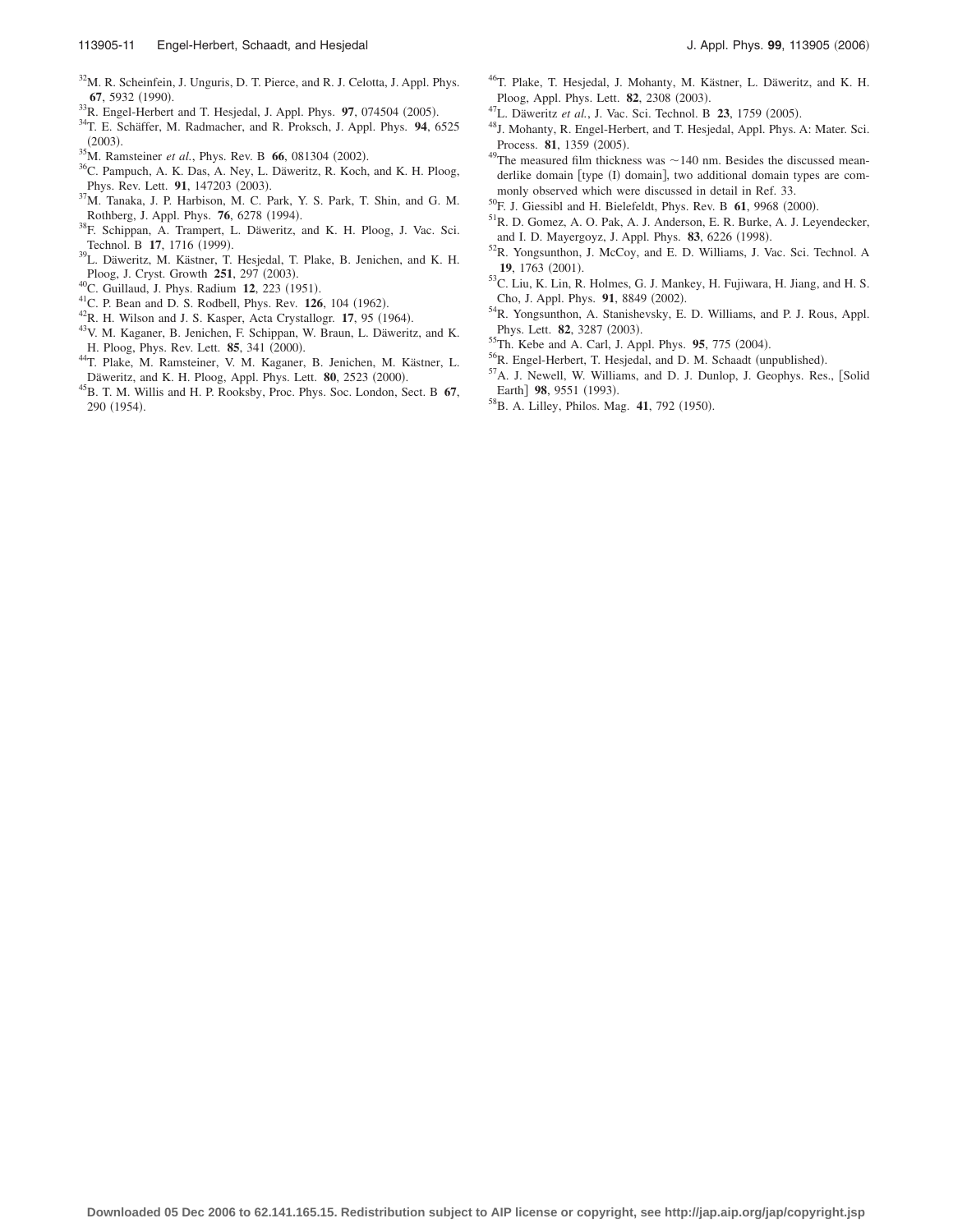[32] M. R. Scheinfein, J. Unguris, D. T. Pierce, and R. J. Celotta, J. Appl. Phys. **67**, 5932 (1990).

[33] R. Engel-Herbert and T. Hesjedal, J. Appl. Phys. **97**, 074504 (2005).

[34] T. E. Schäffer, M. Radmacher, and R. Proksch, J. Appl. Phys. **94**, 6525 (2003).

[35] M. Ramsteiner *et al.*, Phys. Rev. B **66**, 081304 (2002).

[36] C. Pampuch, A. K. Das, A. Ney, L. Däweritz, R. Koch, and K. H. Ploog, Phys. Rev. Lett. **91**, 147203 (2003).

[37] M. Tanaka, J. P. Harbison, M. C. Park, Y. S. Park, T. Shin, and G. M. Rothberg, J. Appl. Phys. **76**, 6278 (1994).

[38] F. Schippan, A. Trampert, L. Däweritz, and K. H. Ploog, J. Vac. Sci. Technol. B **17**, 1716 (1999).

[39] L. Däweritz, M. Kästner, T. Hesjedal, T. Plake, B. Jenichen, and K. H. Ploog, J. Cryst. Growth **251**, 297 (2003).

[40] C. Guillaud, J. Phys. Radium **12**, 223 (1951).

[41] C. P. Bean and D. S. Rodbell, Phys. Rev. **126**, 104 (1962).

[42] R. H. Wilson and J. S. Kasper, Acta Crystallogr. **17**, 95 (1964).

[43] V. M. Kaganer, B. Jenichen, F. Schippan, W. Braun, L. Däweritz, and K. H. Ploog, Phys. Rev. Lett. **85**, 341 (2000).

[44] T. Plake, M. Ramsteiner, V. M. Kaganer, B. Jenichen, M. Kästner, L. Däweritz, and K. H. Ploog, Appl. Phys. Lett. **80**, 2523 (2000).

[45] B. T. M. Willis and H. P. Rooksby, Proc. Phys. Soc. London, Sect. B **67**, 290 (1954).

[46] T. Plake, T. Hesjedal, J. Mohanty, M. Kästner, L. Däweritz, and K. H. Ploog, Appl. Phys. Lett. **82**, 2308 (2003).

[47] L. Däweritz *et al.*, J. Vac. Sci. Technol. B **23**, 1759 (2005).

[48] J. Mohanty, R. Engel-Herbert, and T. Hesjedal, Appl. Phys. A: Mater. Sci. Process. **81**, 1359 (2005).

[49] The measured film thickness was ~140 nm. Besides the discussed meanderlike domain [type (I) domain], two additional domain types are commonly observed which were discussed in detail in Ref. 33.

[50] F. J. Giessibl and H. Bielefeldt, Phys. Rev. B **61**, 9968 (2000).

[51] R. D. Gomez, A. O. Pak, A. J. Anderson, E. R. Burke, A. J. Leyendecker, and I. D. Mayergoyz, J. Appl. Phys. **83**, 6226 (1998).

[52] R. Yongsunthon, J. McCoy, and E. D. Williams, J. Vac. Sci. Technol. A **19**, 1763 (2001).

[53] C. Liu, K. Lin, R. Holmes, G. J. Mankey, H. Fujiwara, H. Jiang, and H. S. Cho, J. Appl. Phys. **91**, 8849 (2002).

[54] R. Yongsunthon, A. Stanishevsky, E. D. Williams, and P. J. Rous, Appl. Phys. Lett. **82**, 3287 (2003).

[55] Th. Kebe and A. Carl, J. Appl. Phys. **95**, 775 (2004).

[56] R. Engel-Herbert, T. Hesjedal, and D. M. Schaadt (unpublished).

[57] A. J. Newell, W. Williams, and D. J. Dunlop, J. Geophys. Res., [Solid Earth] **98**, 9551 (1993).

[58] B. A. Lilley, Philos. Mag. **41**, 792 (1950).